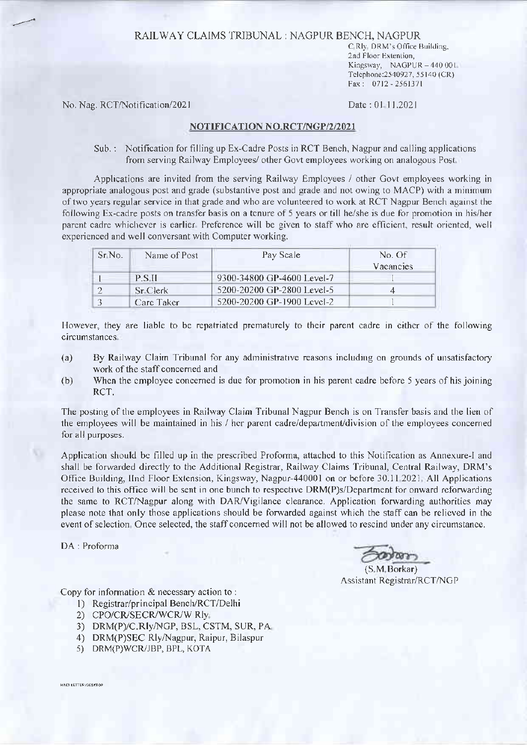# RAILWAY CLAIMS TRIBUNAL : NAGPUR BENCH, NAGPUR

C.Rly. DRM's Office Building,
2nd Floor Extention,
Kingsway, NAGPUR – 440 001.
Telephone:2540927, 55140 (CR)
Fax : 0712 - 2561371

No. Nag. RCT/Notification/2021

Date : 01.11.2021

## NOTIFICATION NO.RCT/NGP/2/2021

Sub. : Notification for filling up Ex-Cadre Posts in RCT Bench, Nagpur and calling applications from serving Railway Employees/ other Govt employees working on analogous Post.

Applications are invited from the serving Railway Employees / other Govt employees working in appropriate analogous post and grade (substantive post and grade and not owing to MACP) with a minimum of two years regular service in that grade and who are volunteered to work at RCT Nagpur Bench against the following Ex-cadre posts on transfer basis on a tenure of 5 years or till he/she is due for promotion in his/her parent cadre whichever is earlier. Preference will be given to staff who are efficient, result oriented, well experienced and well conversant with Computer working.

| Sr.No. | Name of Post | Pay Scale | No. Of Vacancies |
|---|---|---|---|
| 1 | P.S.II | 9300-34800 GP-4600 Level-7 | 1 |
| 2 | Sr.Clerk | 5200-20200 GP-2800 Level-5 | 4 |
| 3 | Care Taker | 5200-20200 GP-1900 Level-2 | 1 |

However, they are liable to be repatriated prematurely to their parent cadre in either of the following circumstances.

(a) By Railway Claim Tribunal for any administrative reasons including on grounds of unsatisfactory work of the staff concerned and

(b) When the employee concerned is due for promotion in his parent cadre before 5 years of his joining RCT.

The posting of the employees in Railway Claim Tribunal Nagpur Bench is on Transfer basis and the lien of the employees will be maintained in his / her parent cadre/department/division of the employees concerned for all purposes.

Application should be filled up in the prescribed Proforma, attached to this Notification as Annexure-I and shall be forwarded directly to the Additional Registrar, Railway Claims Tribunal, Central Railway, DRM's Office Building, IInd Floor Extension, Kingsway, Nagpur-440001 on or before 30.11.2021. All Applications received to this office will be sent in one bunch to respective DRM(P)s/Department for onward reforwarding the same to RCT/Nagpur along with DAR/Vigilance clearance. Application forwarding authorities may please note that only those applications should be forwarded against which the staff can be relieved in the event of selection. Once selected, the staff concerned will not be allowed to rescind under any circumstance.

DA : Proforma

(S.M.Borkar)
Assistant Registrar/RCT/NGP

Copy for information & necessary action to :

1) Registrar/principal Bench/RCT/Delhi
2) CPO/CR/SECR/WCR/W Rly.
3) DRM(P)/C.Rly/NGP, BSL, CSTM, SUR, PA.
4) DRM(P)SEC Rly/Nagpur, Raipur, Bilaspur
5) DRM(P)WCR/JBP, BPL, KOTA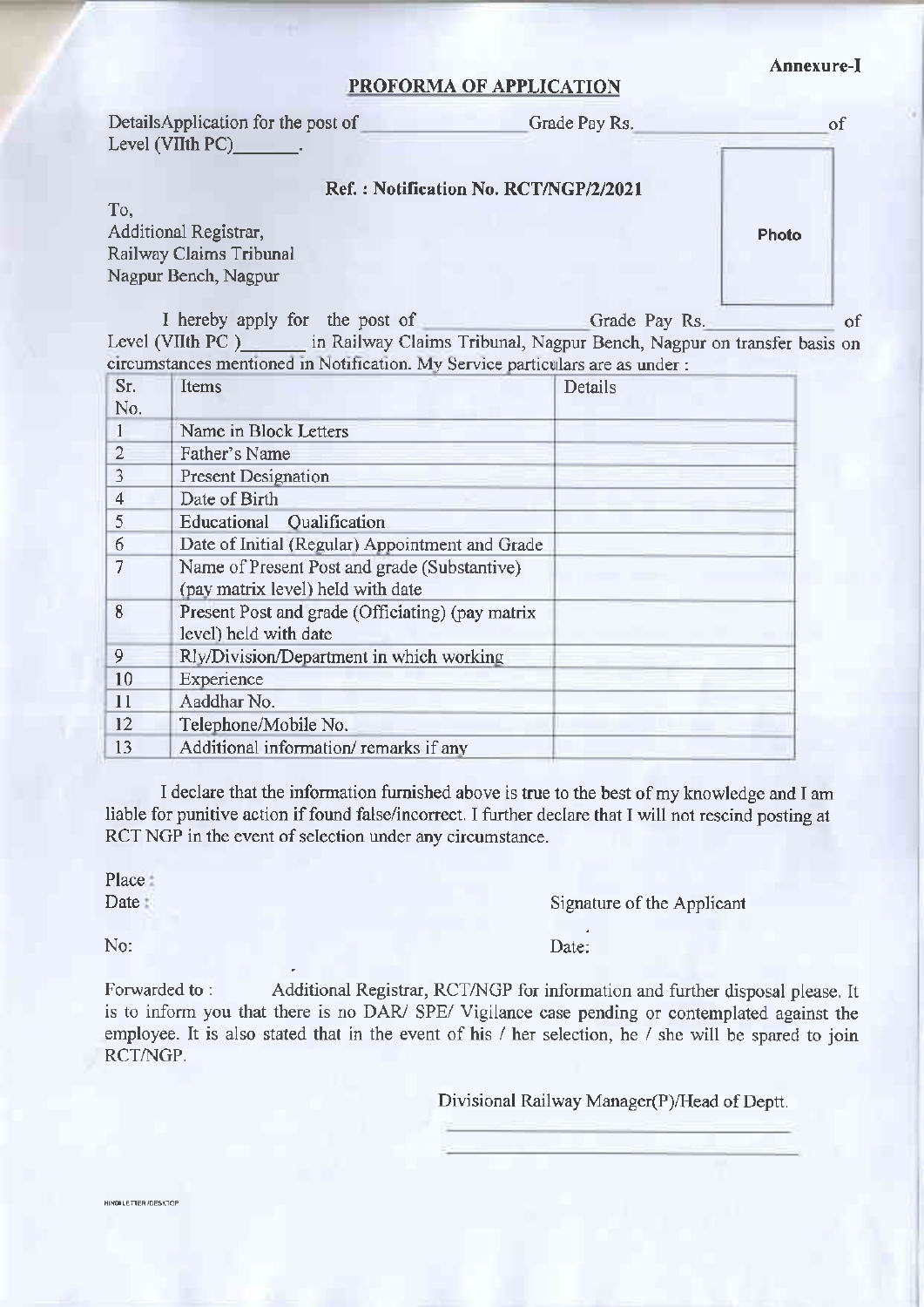**Annexure-I**

## PROFORMA OF APPLICATION

DetailsApplication for the post of ________________ Grade Pay Rs. ________________ of Level (VIIth PC)______.

**Ref. : Notification No. RCT/NGP/2/2021**

Photo

To,
Additional Registrar,
Railway Claims Tribunal
Nagpur Bench, Nagpur

I hereby apply for the post of ________________ Grade Pay Rs. ____________ of Level (VIIth PC )______ in Railway Claims Tribunal, Nagpur Bench, Nagpur on transfer basis on circumstances mentioned in Notification. My Service particulars are as under :

| Sr. No. | Items | Details |
|---|---|---|
| 1 | Name in Block Letters | |
| 2 | Father's Name | |
| 3 | Present Designation | |
| 4 | Date of Birth | |
| 5 | Educational Qualification | |
| 6 | Date of Initial (Regular) Appointment and Grade | |
| 7 | Name of Present Post and grade (Substantive) (pay matrix level) held with date | |
| 8 | Present Post and grade (Officiating) (pay matrix level) held with date | |
| 9 | Rly/Division/Department in which working | |
| 10 | Experience | |
| 11 | Aaddhar No. | |
| 12 | Telephone/Mobile No. | |
| 13 | Additional information/ remarks if any | |

I declare that the information furnished above is true to the best of my knowledge and I am liable for punitive action if found false/incorrect. I further declare that I will not rescind posting at RCT NGP in the event of selection under any circumstance.

Place :
Date :

Signature of the Applicant

No:

Date:

Forwarded to : Additional Registrar, RCT/NGP for information and further disposal please. It is to inform you that there is no DAR/ SPE/ Vigilance case pending or contemplated against the employee. It is also stated that in the event of his / her selection, he / she will be spared to join RCT/NGP.

Divisional Railway Manager(P)/Head of Deptt.

_______________________________

_______________________________